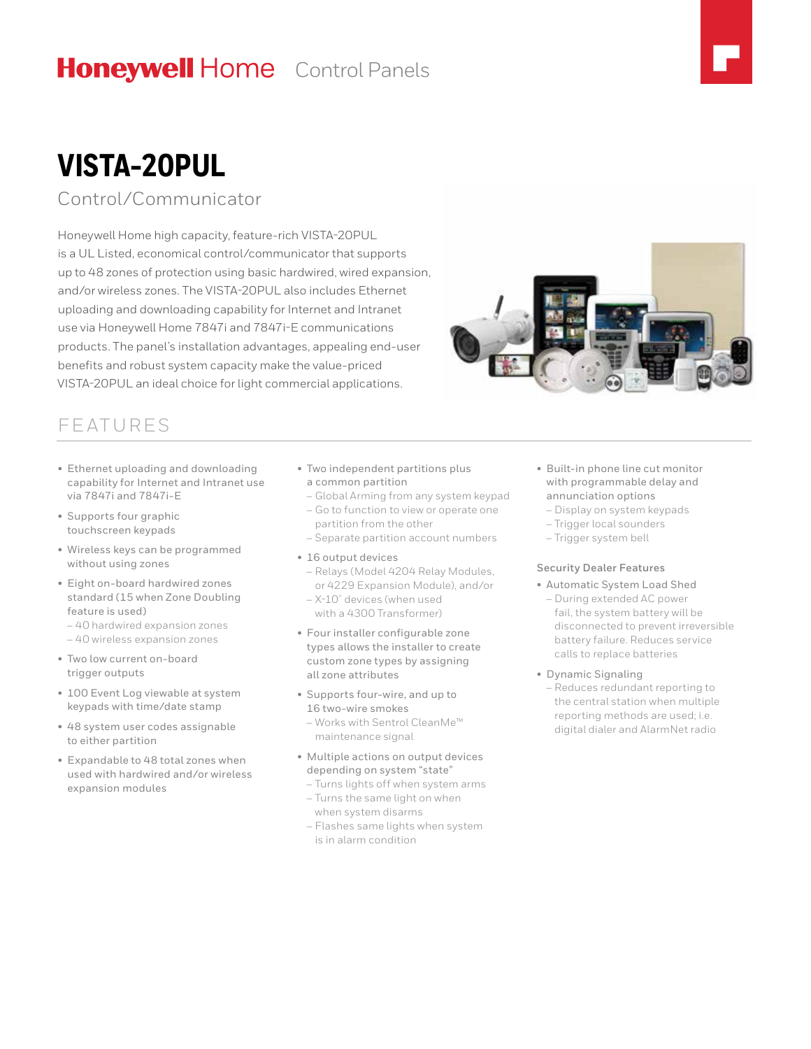**Honeywell Home** Control Panels

# VISTA-20PUL

## Control/Communicator

Honeywell Home high capacity, feature-rich VISTA-20PUL is a UL Listed, economical control/communicator that supports up to 48 zones of protection using basic hardwired, wired expansion, and/or wireless zones. The VISTA-20PUL also includes Ethernet uploading and downloading capability for Internet and Intranet use via Honeywell Home 7847i and 7847i-E communications products. The panel's installation advantages, appealing end-user benefits and robust system capacity make the value-priced VISTA-20PUL an ideal choice for light commercial applications.

## FEATURES

- Ethernet uploading and downloading capability for Internet and Intranet use via 7847i and 7847i-E
- Supports four graphic touchscreen keypads
- Wireless keys can be programmed without using zones
- Eight on-board hardwired zones standard (15 when Zone Doubling feature is used)
  - 40 hardwired expansion zones
  - 40 wireless expansion zones
- Two low current on-board trigger outputs
- 100 Event Log viewable at system keypads with time/date stamp
- 48 system user codes assignable to either partition
- Expandable to 48 total zones when used with hardwired and/or wireless expansion modules
- Two independent partitions plus a common partition
  - Global Arming from any system keypad
  - Go to function to view or operate one partition from the other
  - Separate partition account numbers
- 16 output devices
  - Relays (Model 4204 Relay Modules, or 4229 Expansion Module), and/or
  - X-10® devices (when used with a 4300 Transformer)
- Four installer configurable zone types allows the installer to create custom zone types by assigning all zone attributes
- Supports four-wire, and up to 16 two-wire smokes
  - Works with Sentrol CleanMe™ maintenance signal
- Multiple actions on output devices depending on system "state"
  - Turns lights off when system arms
  - Turns the same light on when when system disarms
  - Flashes same lights when system is in alarm condition
- Built-in phone line cut monitor with programmable delay and annunciation options
  - Display on system keypads
  - Trigger local sounders
  - Trigger system bell

### Security Dealer Features

- Automatic System Load Shed
  - During extended AC power fail, the system battery will be disconnected to prevent irreversible battery failure. Reduces service calls to replace batteries
- Dynamic Signaling
  - Reduces redundant reporting to the central station when multiple reporting methods are used; i.e. digital dialer and AlarmNet radio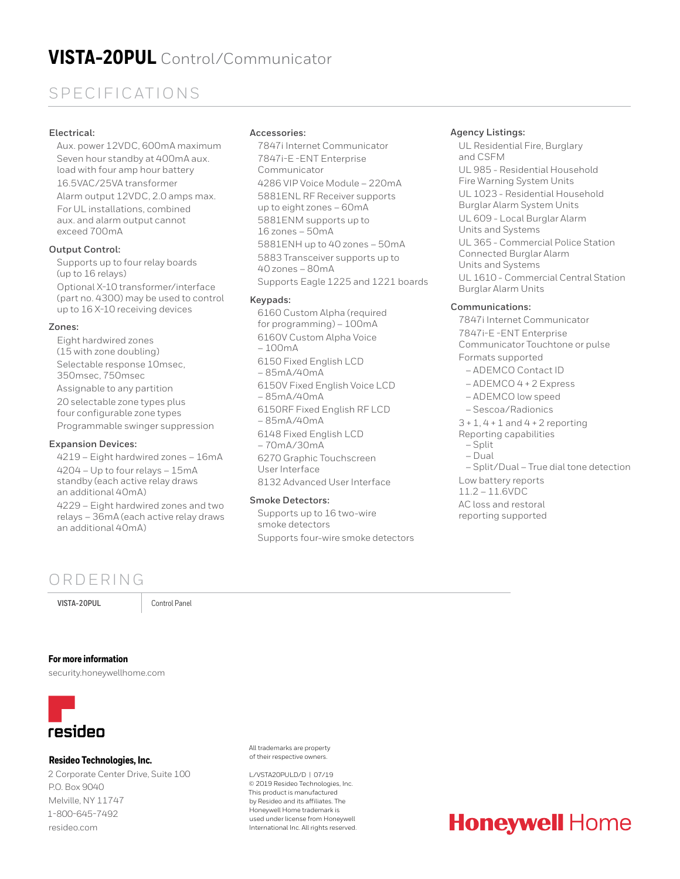# VISTA-20PUL Control/Communicator

## SPECIFICATIONS

**Electrical:**

Aux. power 12VDC, 600mA maximum

Seven hour standby at 400mA aux. load with four amp hour battery

16.5VAC/25VA transformer

Alarm output 12VDC, 2.0 amps max.

For UL installations, combined aux. and alarm output cannot exceed 700mA

**Output Control:**

Supports up to four relay boards (up to 16 relays)

Optional X-10 transformer/interface (part no. 4300) may be used to control up to 16 X-10 receiving devices

**Zones:**

Eight hardwired zones (15 with zone doubling)

Selectable response 10msec, 350msec, 750msec

Assignable to any partition

20 selectable zone types plus four configurable zone types

Programmable swinger suppression

**Expansion Devices:**

4219 – Eight hardwired zones – 16mA

4204 – Up to four relays – 15mA standby (each active relay draws an additional 40mA)

4229 – Eight hardwired zones and two relays – 36mA (each active relay draws an additional 40mA)

**Accessories:**

7847i Internet Communicator

7847i-E -ENT Enterprise Communicator

4286 VIP Voice Module – 220mA

5881ENL RF Receiver supports up to eight zones – 60mA

5881ENM supports up to 16 zones – 50mA

5881ENH up to 40 zones – 50mA

5883 Transceiver supports up to 40 zones – 80mA

Supports Eagle 1225 and 1221 boards

**Keypads:**

6160 Custom Alpha (required for programming) – 100mA

6160V Custom Alpha Voice – 100mA

6150 Fixed English LCD – 85mA/40mA

6150V Fixed English Voice LCD – 85mA/40mA

6150RF Fixed English RF LCD – 85mA/40mA

6148 Fixed English LCD – 70mA/30mA

6270 Graphic Touchscreen User Interface

8132 Advanced User Interface

**Smoke Detectors:**

Supports up to 16 two-wire smoke detectors

Supports four-wire smoke detectors

**Agency Listings:**

UL Residential Fire, Burglary and CSFM

UL 985 - Residential Household Fire Warning System Units

UL 1023 - Residential Household Burglar Alarm System Units

UL 609 - Local Burglar Alarm Units and Systems

UL 365 - Commercial Police Station Connected Burglar Alarm Units and Systems

UL 1610 - Commercial Central Station Burglar Alarm Units

**Communications:**

7847i Internet Communicator

7847i-E -ENT Enterprise Communicator Touchtone or pulse

Formats supported

- ADEMCO Contact ID
- ADEMCO 4 + 2 Express
- ADEMCO low speed
- Sescoa/Radionics

3 + 1, 4 + 1 and 4 + 2 reporting

Reporting capabilities

- Split
- Dual
- Split/Dual – True dial tone detection

Low battery reports 11.2 – 11.6VDC

AC loss and restoral reporting supported

## ORDERING

| | |
|---|---|
| **VISTA-20PUL** | Control Panel |

**For more information**

security.honeywellhome.com

resideo

**Resideo Technologies, Inc.**

2 Corporate Center Drive, Suite 100
P.O. Box 9040
Melville, NY 11747
1-800-645-7492
resideo.com

All trademarks are property of their respective owners.

L/VSTA20PULD/D | 07/19
© 2019 Resideo Technologies, Inc. This product is manufactured by Resideo and its affiliates. The Honeywell Home trademark is used under license from Honeywell International Inc. All rights reserved.

Honeywell Home